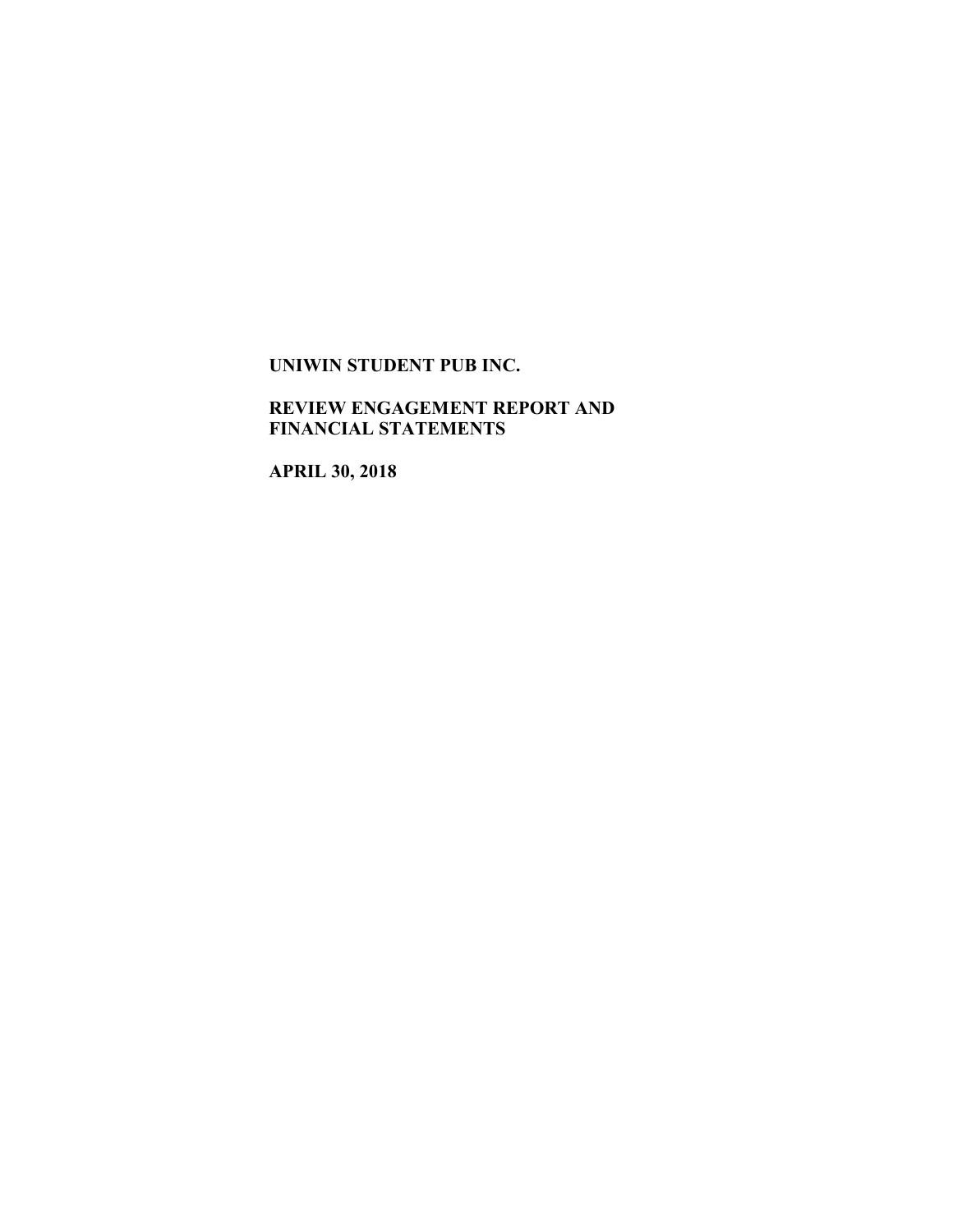**UNIWIN STUDENT PUB INC.**

**REVIEW ENGAGEMENT REPORT AND FINANCIAL STATEMENTS**

**APRIL 30, 2018**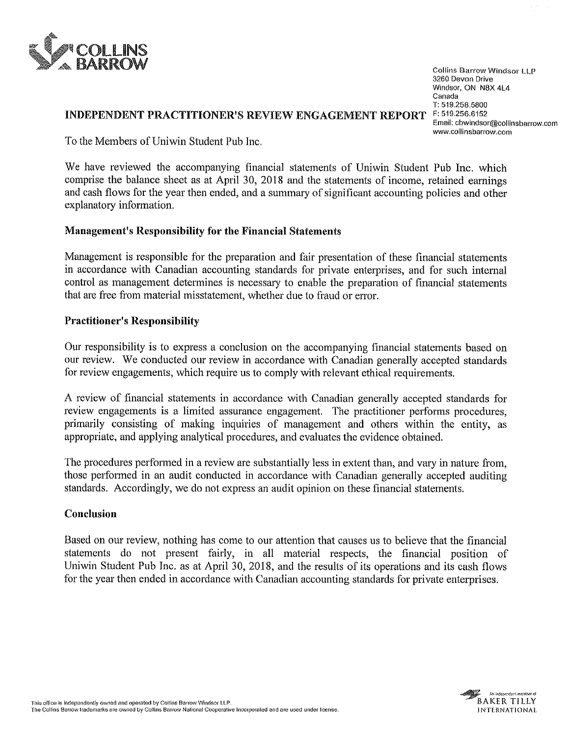Collins Barrow Windsor LLP
3260 Devon Drive
Windsor, ON N8X 4L4
Canada
T: 519.258.5800
F: 519.256.6152
Email: cbwindsor@collinsbarrow.com
www.collinsbarrow.com

# INDEPENDENT PRACTITIONER'S REVIEW ENGAGEMENT REPORT

To the Members of Uniwin Student Pub Inc.

We have reviewed the accompanying financial statements of Uniwin Student Pub Inc. which comprise the balance sheet as at April 30, 2018 and the statements of income, retained earnings and cash flows for the year then ended, and a summary of significant accounting policies and other explanatory information.

## Management's Responsibility for the Financial Statements

Management is responsible for the preparation and fair presentation of these financial statements in accordance with Canadian accounting standards for private enterprises, and for such internal control as management determines is necessary to enable the preparation of financial statements that are free from material misstatement, whether due to fraud or error.

## Practitioner's Responsibility

Our responsibility is to express a conclusion on the accompanying financial statements based on our review. We conducted our review in accordance with Canadian generally accepted standards for review engagements, which require us to comply with relevant ethical requirements.

A review of financial statements in accordance with Canadian generally accepted standards for review engagements is a limited assurance engagement. The practitioner performs procedures, primarily consisting of making inquiries of management and others within the entity, as appropriate, and applying analytical procedures, and evaluates the evidence obtained.

The procedures performed in a review are substantially less in extent than, and vary in nature from, those performed in an audit conducted in accordance with Canadian generally accepted auditing standards. Accordingly, we do not express an audit opinion on these financial statements.

## Conclusion

Based on our review, nothing has come to our attention that causes us to believe that the financial statements do not present fairly, in all material respects, the financial position of Uniwin Student Pub Inc. as at April 30, 2018, and the results of its operations and its cash flows for the year then ended in accordance with Canadian accounting standards for private enterprises.

This office is independently owned and operated by Collins Barrow Windsor LLP.
The Collins Barrow trademarks are owned by Collins Barrow National Cooperative Incorporated and are used under license.

An independent member of BAKER TILLY INTERNATIONAL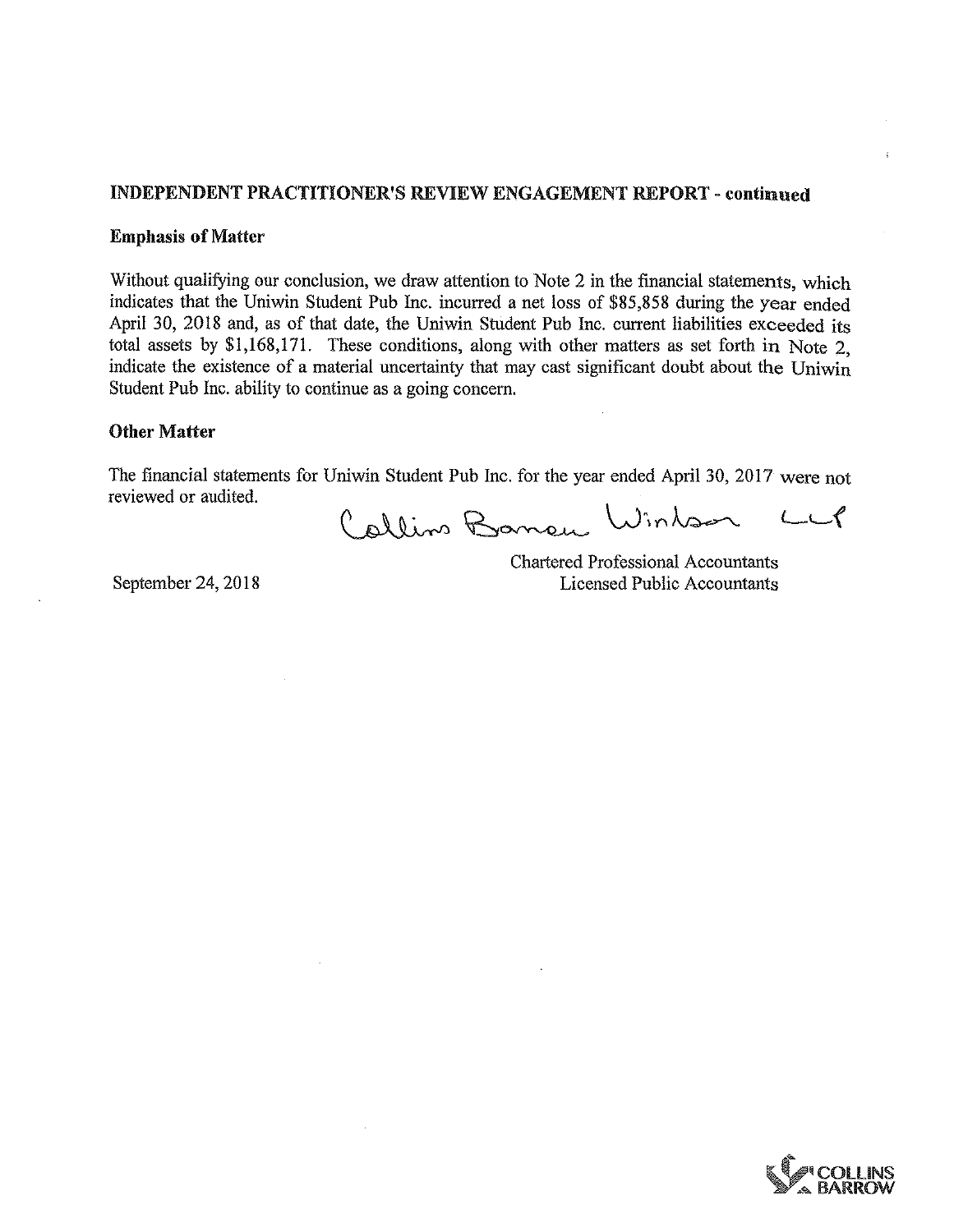## INDEPENDENT PRACTITIONER'S REVIEW ENGAGEMENT REPORT - continued

### Emphasis of Matter

Without qualifying our conclusion, we draw attention to Note 2 in the financial statements, which indicates that the Uniwin Student Pub Inc. incurred a net loss of $85,858 during the year ended April 30, 2018 and, as of that date, the Uniwin Student Pub Inc. current liabilities exceeded its total assets by $1,168,171. These conditions, along with other matters as set forth in Note 2, indicate the existence of a material uncertainty that may cast significant doubt about the Uniwin Student Pub Inc. ability to continue as a going concern.

### Other Matter

The financial statements for Uniwin Student Pub Inc. for the year ended April 30, 2017 were not reviewed or audited.

Collins Barrow Windsor LLP

Chartered Professional Accountants
Licensed Public Accountants

September 24, 2018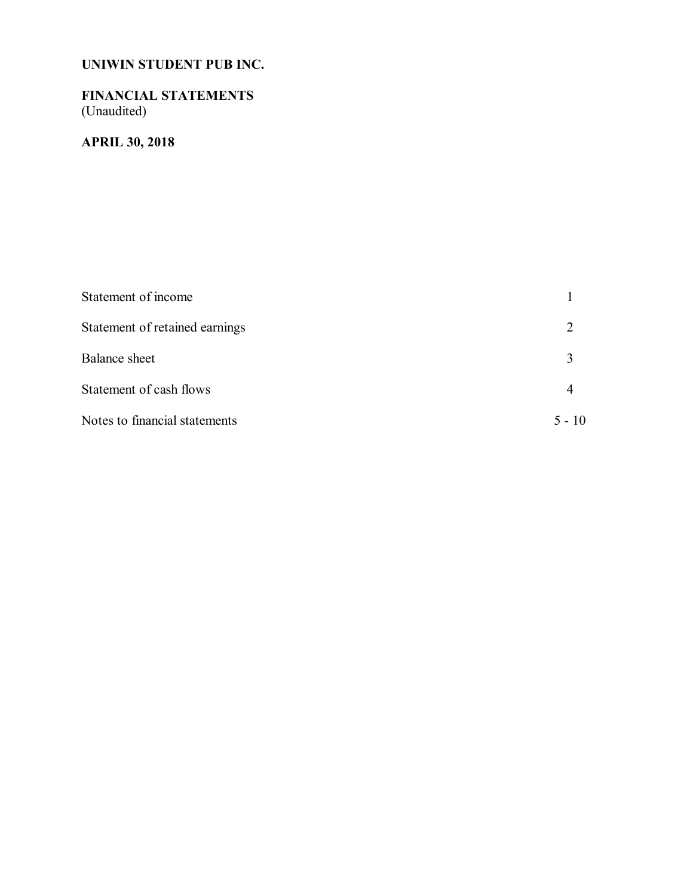**UNIWIN STUDENT PUB INC.**

**FINANCIAL STATEMENTS**
(Unaudited)

**APRIL 30, 2018**

| | |
|---|---|
| Statement of income | 1 |
| Statement of retained earnings | 2 |
| Balance sheet | 3 |
| Statement of cash flows | 4 |
| Notes to financial statements | 5 - 10 |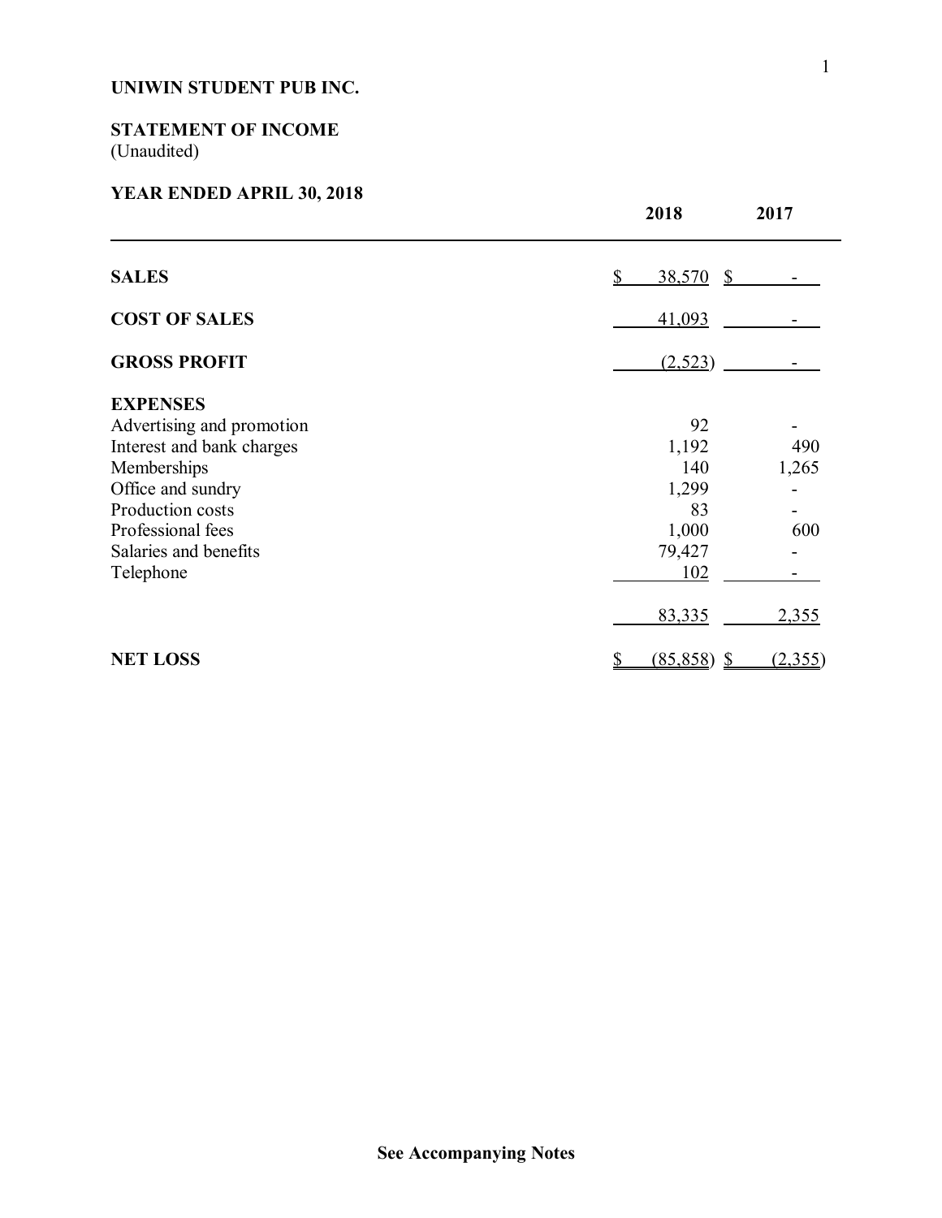**UNIWIN STUDENT PUB INC.**

**STATEMENT OF INCOME**
(Unaudited)

**YEAR ENDED APRIL 30, 2018**

| | 2018 | 2017 |
|---|---|---|
| **SALES** | $ 38,570 | $ - |
| **COST OF SALES** | 41,093 | - |
| **GROSS PROFIT** | (2,523) | - |
| **EXPENSES** | | |
| Advertising and promotion | 92 | - |
| Interest and bank charges | 1,192 | 490 |
| Memberships | 140 | 1,265 |
| Office and sundry | 1,299 | - |
| Production costs | 83 | - |
| Professional fees | 1,000 | 600 |
| Salaries and benefits | 79,427 | - |
| Telephone | 102 | - |
| | 83,335 | 2,355 |
| **NET LOSS** | $ (85,858) | $ (2,355) |

**See Accompanying Notes**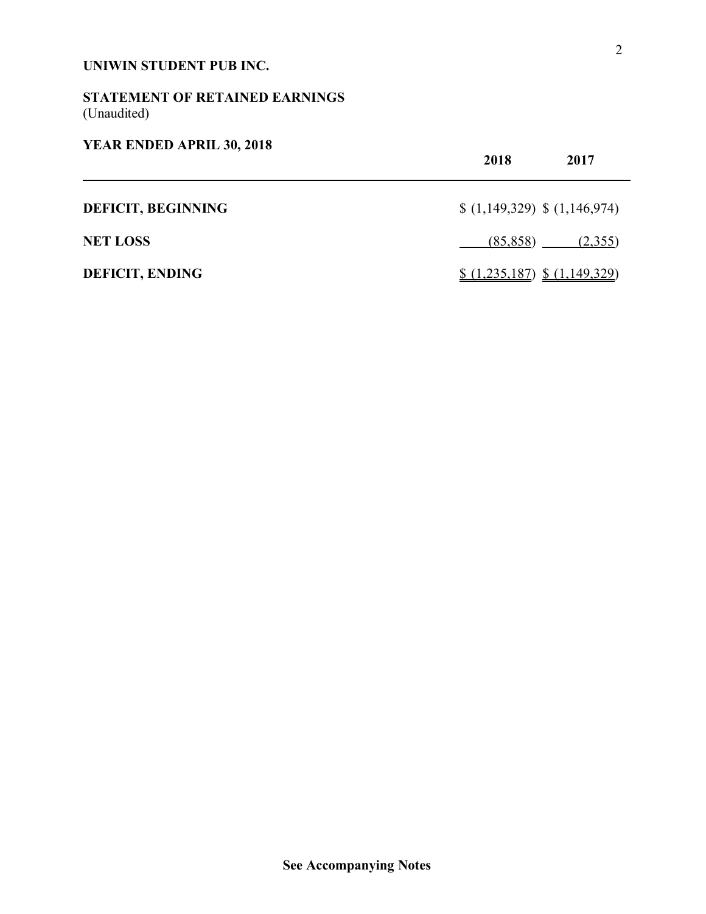**UNIWIN STUDENT PUB INC.**

**STATEMENT OF RETAINED EARNINGS**
(Unaudited)

**YEAR ENDED APRIL 30, 2018**

| | **2018** | **2017** |
|---|---|---|
| **DEFICIT, BEGINNING** | $ (1,149,329) | $ (1,146,974) |
| **NET LOSS** | (85,858) | (2,355) |
| **DEFICIT, ENDING** | $ (1,235,187) | $ (1,149,329) |

**See Accompanying Notes**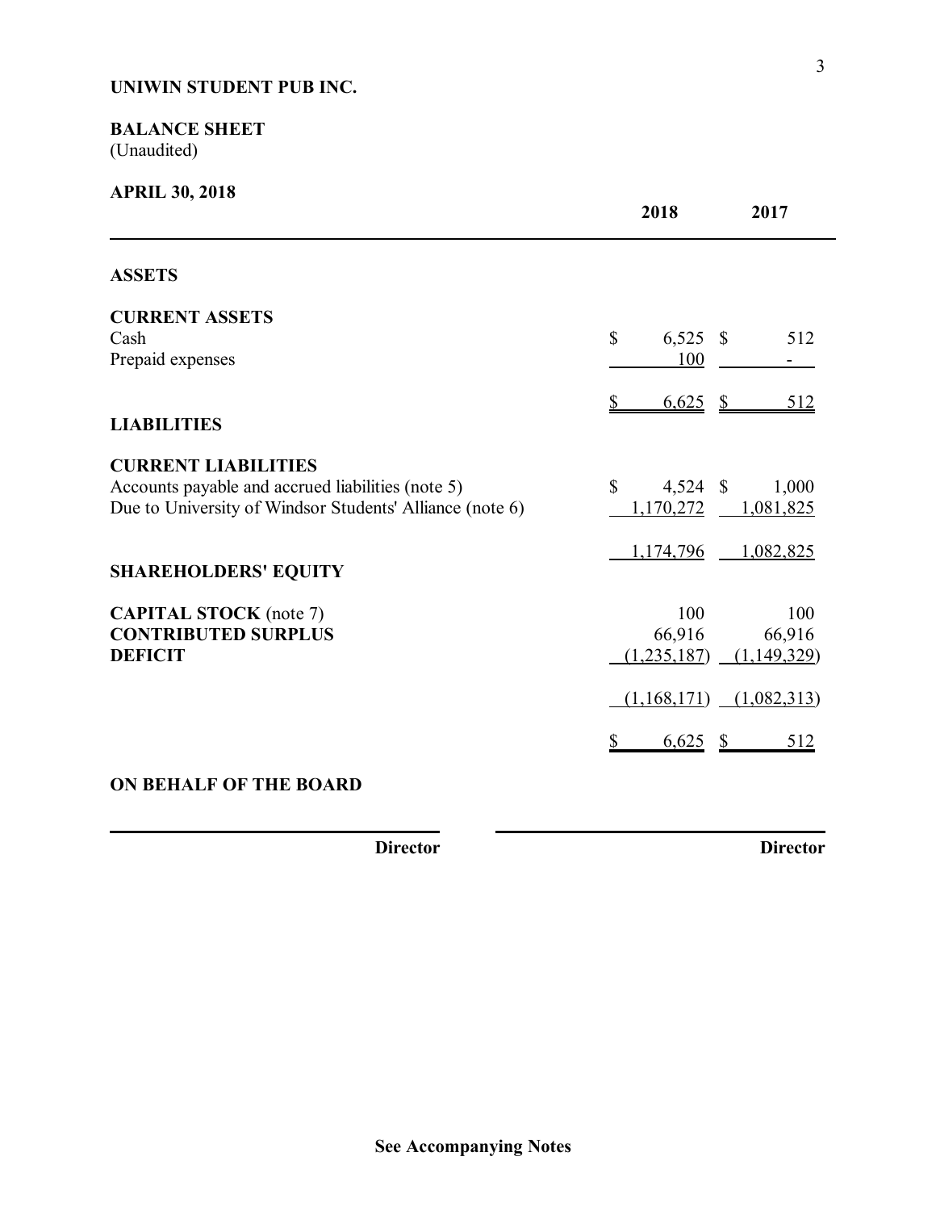**UNIWIN STUDENT PUB INC.**

**BALANCE SHEET**
(Unaudited)

**APRIL 30, 2018**

| | 2018 | 2017 |
|---|---|---|
| **ASSETS** | | |
| **CURRENT ASSETS** | | |
| Cash | $ 6,525 | $ 512 |
| Prepaid expenses | 100 | - |
| | $ 6,625 | $ 512 |
| **LIABILITIES** | | |
| **CURRENT LIABILITIES** | | |
| Accounts payable and accrued liabilities (note 5) | $ 4,524 | $ 1,000 |
| Due to University of Windsor Students' Alliance (note 6) | 1,170,272 | 1,081,825 |
| | 1,174,796 | 1,082,825 |
| **SHAREHOLDERS' EQUITY** | | |
| **CAPITAL STOCK** (note 7) | 100 | 100 |
| **CONTRIBUTED SURPLUS** | 66,916 | 66,916 |
| **DEFICIT** | (1,235,187) | (1,149,329) |
| | (1,168,171) | (1,082,313) |
| | $ 6,625 | $ 512 |

**ON BEHALF OF THE BOARD**

_______________________ **Director**

_______________________ **Director**

**See Accompanying Notes**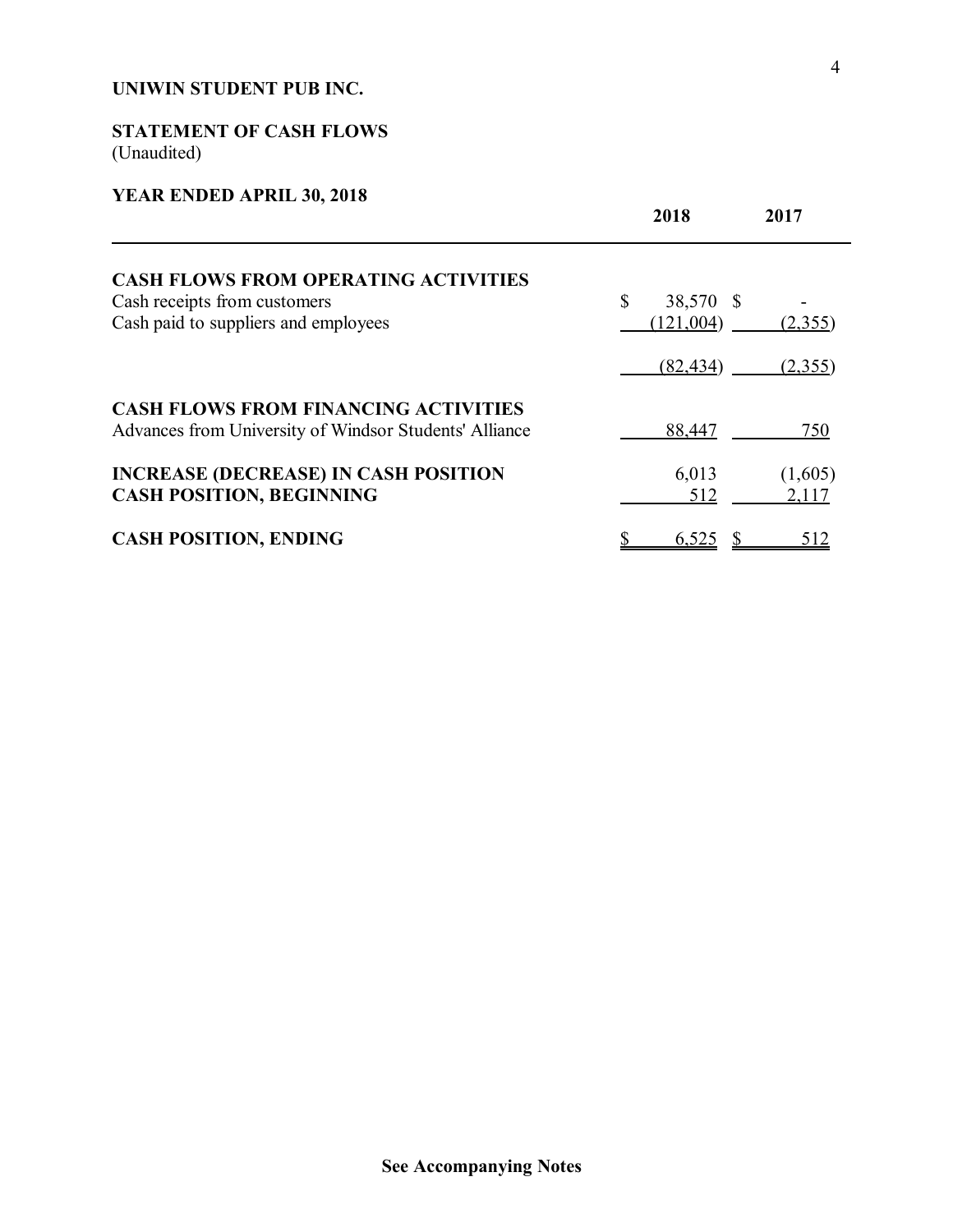**UNIWIN STUDENT PUB INC.**

**STATEMENT OF CASH FLOWS**
(Unaudited)

**YEAR ENDED APRIL 30, 2018**

| | 2018 | 2017 |
|---|---|---|
| **CASH FLOWS FROM OPERATING ACTIVITIES** | | |
| Cash receipts from customers | $ 38,570 | $ - |
| Cash paid to suppliers and employees | (121,004) | (2,355) |
| | (82,434) | (2,355) |
| **CASH FLOWS FROM FINANCING ACTIVITIES** | | |
| Advances from University of Windsor Students' Alliance | 88,447 | 750 |
| **INCREASE (DECREASE) IN CASH POSITION** | 6,013 | (1,605) |
| **CASH POSITION, BEGINNING** | 512 | 2,117 |
| **CASH POSITION, ENDING** | $ 6,525 | $ 512 |

**See Accompanying Notes**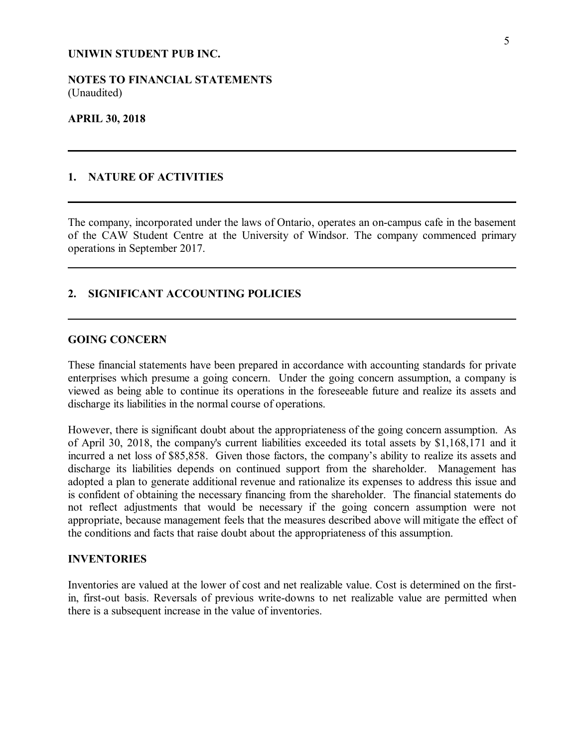**UNIWIN STUDENT PUB INC.**

**NOTES TO FINANCIAL STATEMENTS**
(Unaudited)

**APRIL 30, 2018**

## 1. NATURE OF ACTIVITIES

The company, incorporated under the laws of Ontario, operates an on-campus cafe in the basement of the CAW Student Centre at the University of Windsor. The company commenced primary operations in September 2017.

## 2. SIGNIFICANT ACCOUNTING POLICIES

### GOING CONCERN

These financial statements have been prepared in accordance with accounting standards for private enterprises which presume a going concern. Under the going concern assumption, a company is viewed as being able to continue its operations in the foreseeable future and realize its assets and discharge its liabilities in the normal course of operations.

However, there is significant doubt about the appropriateness of the going concern assumption. As of April 30, 2018, the company's current liabilities exceeded its total assets by $1,168,171 and it incurred a net loss of $85,858. Given those factors, the company's ability to realize its assets and discharge its liabilities depends on continued support from the shareholder. Management has adopted a plan to generate additional revenue and rationalize its expenses to address this issue and is confident of obtaining the necessary financing from the shareholder. The financial statements do not reflect adjustments that would be necessary if the going concern assumption were not appropriate, because management feels that the measures described above will mitigate the effect of the conditions and facts that raise doubt about the appropriateness of this assumption.

### INVENTORIES

Inventories are valued at the lower of cost and net realizable value. Cost is determined on the first-in, first-out basis. Reversals of previous write-downs to net realizable value are permitted when there is a subsequent increase in the value of inventories.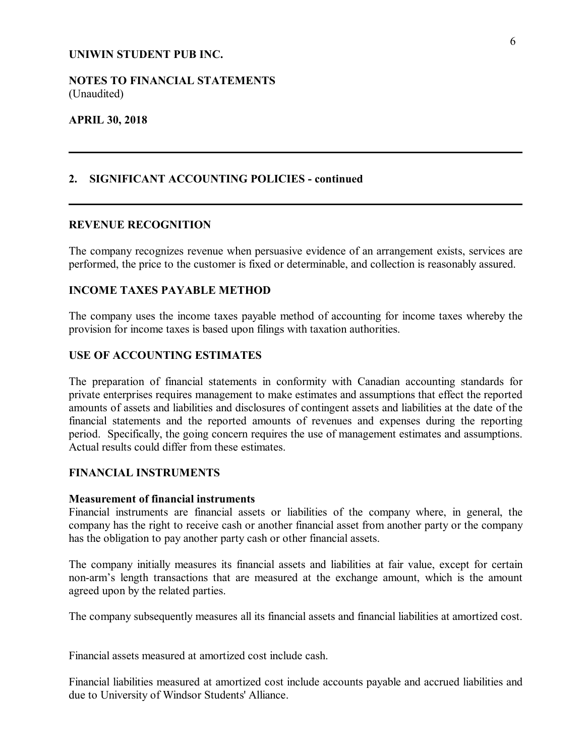**UNIWIN STUDENT PUB INC.**

**NOTES TO FINANCIAL STATEMENTS**
(Unaudited)

**APRIL 30, 2018**

## 2. SIGNIFICANT ACCOUNTING POLICIES - continued

### REVENUE RECOGNITION

The company recognizes revenue when persuasive evidence of an arrangement exists, services are performed, the price to the customer is fixed or determinable, and collection is reasonably assured.

### INCOME TAXES PAYABLE METHOD

The company uses the income taxes payable method of accounting for income taxes whereby the provision for income taxes is based upon filings with taxation authorities.

### USE OF ACCOUNTING ESTIMATES

The preparation of financial statements in conformity with Canadian accounting standards for private enterprises requires management to make estimates and assumptions that effect the reported amounts of assets and liabilities and disclosures of contingent assets and liabilities at the date of the financial statements and the reported amounts of revenues and expenses during the reporting period. Specifically, the going concern requires the use of management estimates and assumptions. Actual results could differ from these estimates.

### FINANCIAL INSTRUMENTS

**Measurement of financial instruments**
Financial instruments are financial assets or liabilities of the company where, in general, the company has the right to receive cash or another financial asset from another party or the company has the obligation to pay another party cash or other financial assets.

The company initially measures its financial assets and liabilities at fair value, except for certain non-arm's length transactions that are measured at the exchange amount, which is the amount agreed upon by the related parties.

The company subsequently measures all its financial assets and financial liabilities at amortized cost.

Financial assets measured at amortized cost include cash.

Financial liabilities measured at amortized cost include accounts payable and accrued liabilities and due to University of Windsor Students' Alliance.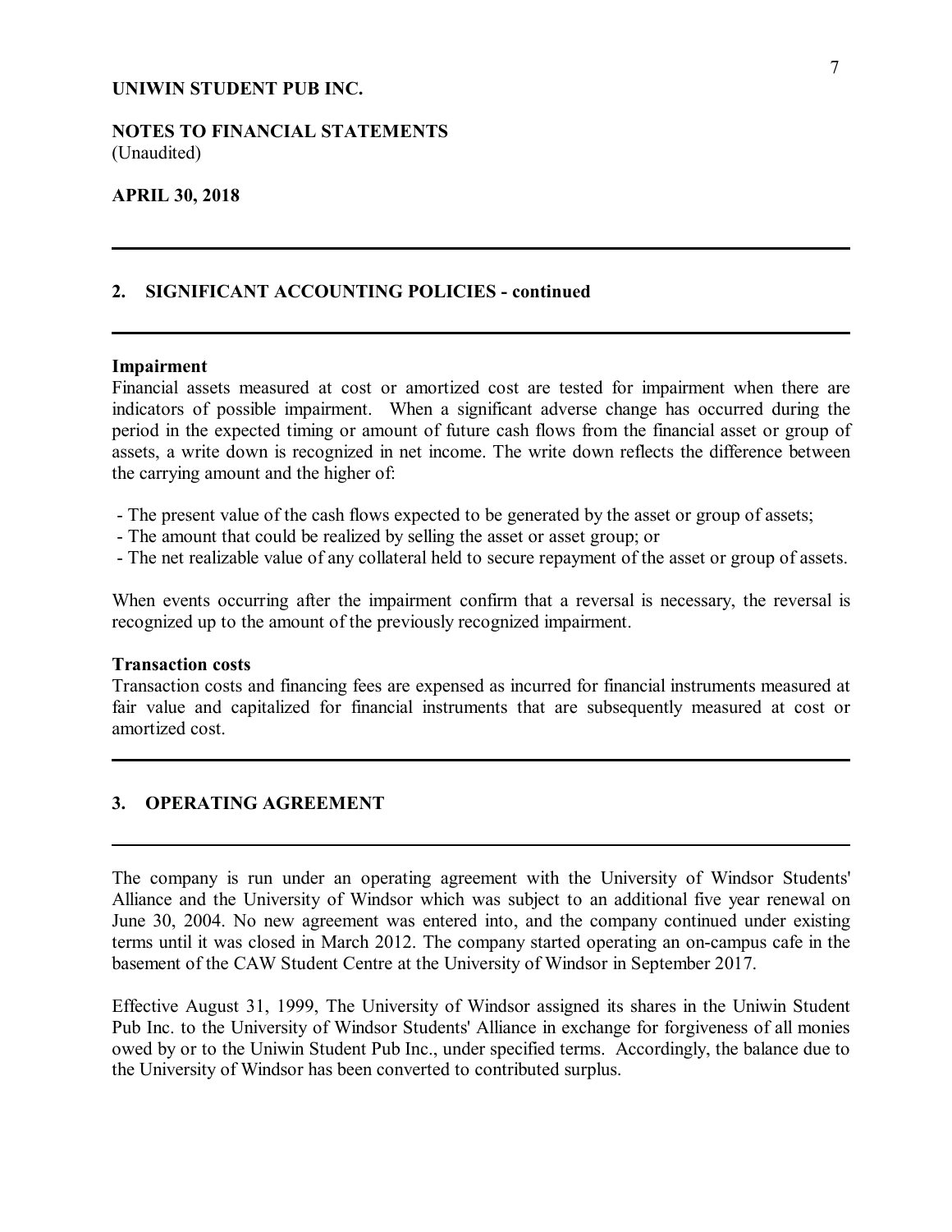**UNIWIN STUDENT PUB INC.**

**NOTES TO FINANCIAL STATEMENTS**
(Unaudited)

**APRIL 30, 2018**

## 2. SIGNIFICANT ACCOUNTING POLICIES - continued

**Impairment**
Financial assets measured at cost or amortized cost are tested for impairment when there are indicators of possible impairment. When a significant adverse change has occurred during the period in the expected timing or amount of future cash flows from the financial asset or group of assets, a write down is recognized in net income. The write down reflects the difference between the carrying amount and the higher of:

- The present value of the cash flows expected to be generated by the asset or group of assets;
- The amount that could be realized by selling the asset or asset group; or
- The net realizable value of any collateral held to secure repayment of the asset or group of assets.

When events occurring after the impairment confirm that a reversal is necessary, the reversal is recognized up to the amount of the previously recognized impairment.

**Transaction costs**
Transaction costs and financing fees are expensed as incurred for financial instruments measured at fair value and capitalized for financial instruments that are subsequently measured at cost or amortized cost.

## 3. OPERATING AGREEMENT

The company is run under an operating agreement with the University of Windsor Students' Alliance and the University of Windsor which was subject to an additional five year renewal on June 30, 2004. No new agreement was entered into, and the company continued under existing terms until it was closed in March 2012. The company started operating an on-campus cafe in the basement of the CAW Student Centre at the University of Windsor in September 2017.

Effective August 31, 1999, The University of Windsor assigned its shares in the Uniwin Student Pub Inc. to the University of Windsor Students' Alliance in exchange for forgiveness of all monies owed by or to the Uniwin Student Pub Inc., under specified terms. Accordingly, the balance due to the University of Windsor has been converted to contributed surplus.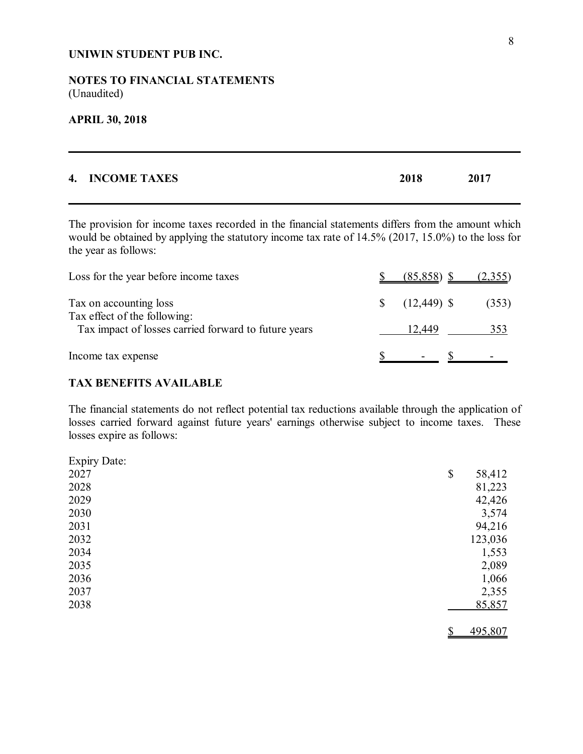**UNIWIN STUDENT PUB INC.**

**NOTES TO FINANCIAL STATEMENTS**
(Unaudited)

**APRIL 30, 2018**

## 4. INCOME TAXES

The provision for income taxes recorded in the financial statements differs from the amount which would be obtained by applying the statutory income tax rate of 14.5% (2017, 15.0%) to the loss for the year as follows:

| | 2018 | 2017 |
|---|---|---|
| Loss for the year before income taxes | $ (85,858) | $ (2,355) |
| Tax on accounting loss | $ (12,449) | $ (353) |
| Tax effect of the following: | | |
| Tax impact of losses carried forward to future years | 12,449 | 353 |
| Income tax expense | $ - | $ - |

### TAX BENEFITS AVAILABLE

The financial statements do not reflect potential tax reductions available through the application of losses carried forward against future years' earnings otherwise subject to income taxes. These losses expire as follows:

| Expiry Date: | |
|---|---|
| 2027 | $ 58,412 |
| 2028 | 81,223 |
| 2029 | 42,426 |
| 2030 | 3,574 |
| 2031 | 94,216 |
| 2032 | 123,036 |
| 2034 | 1,553 |
| 2035 | 2,089 |
| 2036 | 1,066 |
| 2037 | 2,355 |
| 2038 | 85,857 |
| | $ 495,807 |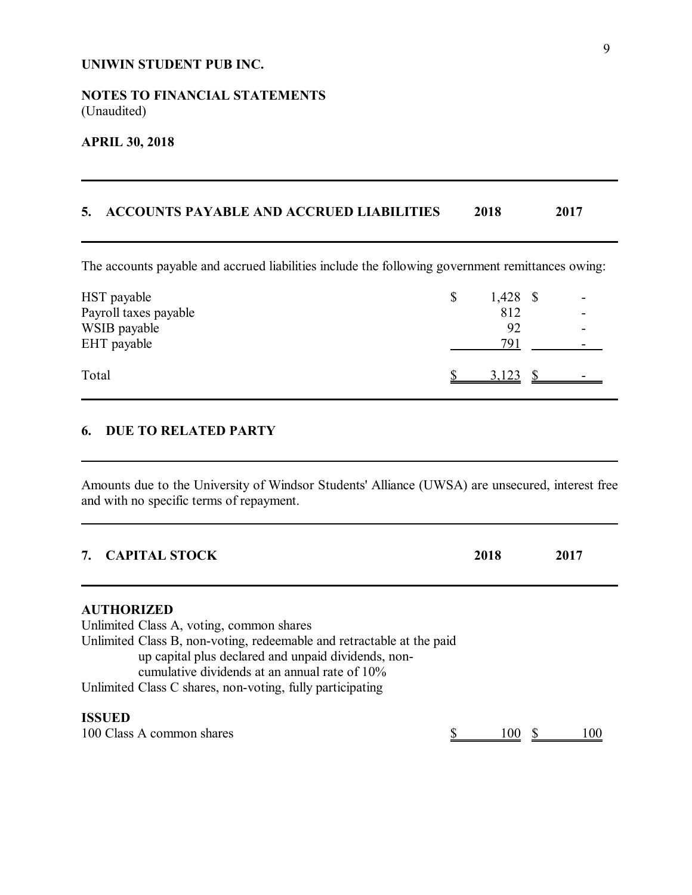**UNIWIN STUDENT PUB INC.**

**NOTES TO FINANCIAL STATEMENTS**
(Unaudited)

**APRIL 30, 2018**

## 5. ACCOUNTS PAYABLE AND ACCRUED LIABILITIES

The accounts payable and accrued liabilities include the following government remittances owing:

| | 2018 | 2017 |
|---|---|---|
| HST payable | $ 1,428 | $ - |
| Payroll taxes payable | 812 | - |
| WSIB payable | 92 | - |
| EHT payable | 791 | - |
| Total | $ 3,123 | $ - |

## 6. DUE TO RELATED PARTY

Amounts due to the University of Windsor Students' Alliance (UWSA) are unsecured, interest free and with no specific terms of repayment.

## 7. CAPITAL STOCK

**AUTHORIZED**

Unlimited Class A, voting, common shares
Unlimited Class B, non-voting, redeemable and retractable at the paid up capital plus declared and unpaid dividends, non-cumulative dividends at an annual rate of 10%
Unlimited Class C shares, non-voting, fully participating

**ISSUED**

| | 2018 | 2017 |
|---|---|---|
| 100 Class A common shares | $ 100 | $ 100 |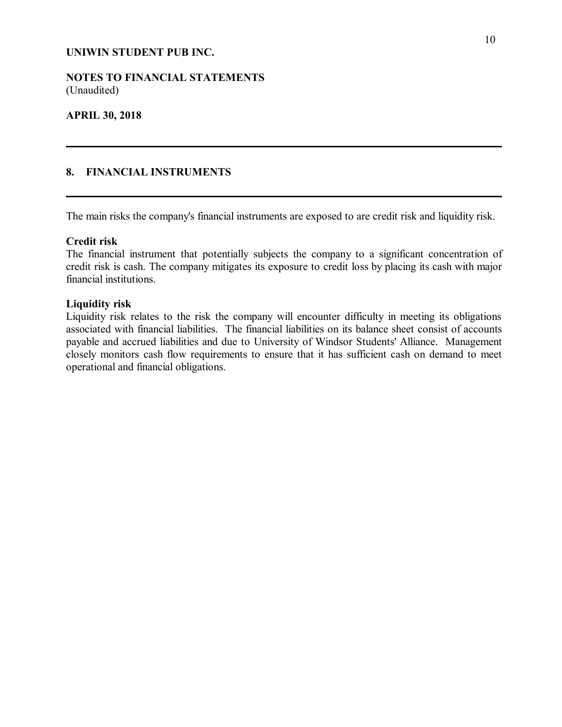## 8. FINANCIAL INSTRUMENTS

The main risks the company's financial instruments are exposed to are credit risk and liquidity risk.

**Credit risk**
The financial instrument that potentially subjects the company to a significant concentration of credit risk is cash. The company mitigates its exposure to credit loss by placing its cash with major financial institutions.

**Liquidity risk**
Liquidity risk relates to the risk the company will encounter difficulty in meeting its obligations associated with financial liabilities. The financial liabilities on its balance sheet consist of accounts payable and accrued liabilities and due to University of Windsor Students' Alliance. Management closely monitors cash flow requirements to ensure that it has sufficient cash on demand to meet operational and financial obligations.